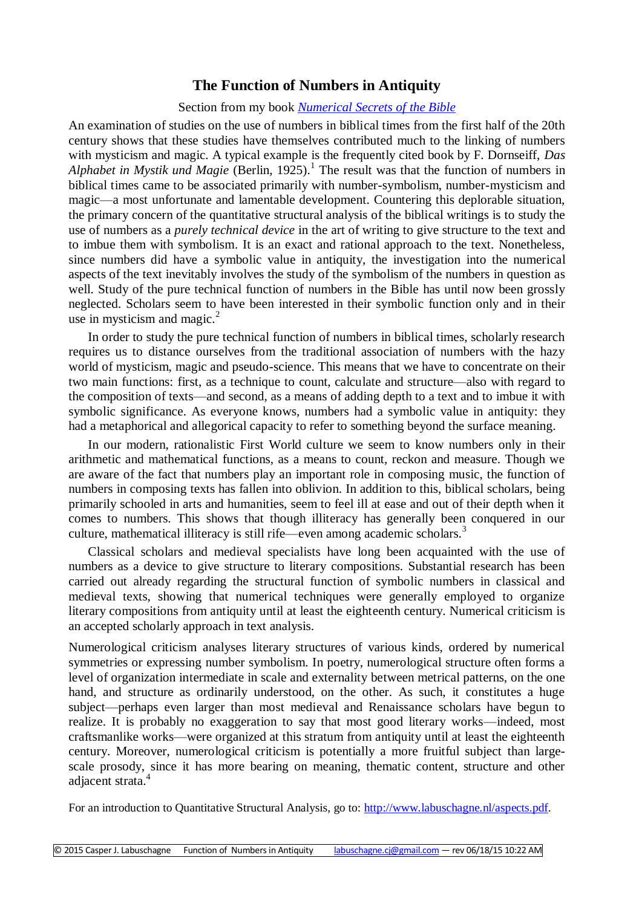# The Function of Numbers in Antiquity

Section from my book *Numerical Secrets of the Bible*

An examination of studies on the use of numbers in biblical times from the first half of the 20th century shows that these studies have themselves contributed much to the linking of numbers with mysticism and magic. A typical example is the frequently cited book by F. Dornseiff, *Das Alphabet in Mystik und Magie* (Berlin, 1925).[1] The result was that the function of numbers in biblical times came to be associated primarily with number-symbolism, number-mysticism and magic—a most unfortunate and lamentable development. Countering this deplorable situation, the primary concern of the quantitative structural analysis of the biblical writings is to study the use of numbers as a *purely technical device* in the art of writing to give structure to the text and to imbue them with symbolism. It is an exact and rational approach to the text. Nonetheless, since numbers did have a symbolic value in antiquity, the investigation into the numerical aspects of the text inevitably involves the study of the symbolism of the numbers in question as well. Study of the pure technical function of numbers in the Bible has until now been grossly neglected. Scholars seem to have been interested in their symbolic function only and in their use in mysticism and magic.[2]

In order to study the pure technical function of numbers in biblical times, scholarly research requires us to distance ourselves from the traditional association of numbers with the hazy world of mysticism, magic and pseudo-science. This means that we have to concentrate on their two main functions: first, as a technique to count, calculate and structure—also with regard to the composition of texts—and second, as a means of adding depth to a text and to imbue it with symbolic significance. As everyone knows, numbers had a symbolic value in antiquity: they had a metaphorical and allegorical capacity to refer to something beyond the surface meaning.

In our modern, rationalistic First World culture we seem to know numbers only in their arithmetic and mathematical functions, as a means to count, reckon and measure. Though we are aware of the fact that numbers play an important role in composing music, the function of numbers in composing texts has fallen into oblivion. In addition to this, biblical scholars, being primarily schooled in arts and humanities, seem to feel ill at ease and out of their depth when it comes to numbers. This shows that though illiteracy has generally been conquered in our culture, mathematical illiteracy is still rife—even among academic scholars.[3]

Classical scholars and medieval specialists have long been acquainted with the use of numbers as a device to give structure to literary compositions. Substantial research has been carried out already regarding the structural function of symbolic numbers in classical and medieval texts, showing that numerical techniques were generally employed to organize literary compositions from antiquity until at least the eighteenth century. Numerical criticism is an accepted scholarly approach in text analysis.

Numerological criticism analyses literary structures of various kinds, ordered by numerical symmetries or expressing number symbolism. In poetry, numerological structure often forms a level of organization intermediate in scale and externality between metrical patterns, on the one hand, and structure as ordinarily understood, on the other. As such, it constitutes a huge subject—perhaps even larger than most medieval and Renaissance scholars have begun to realize. It is probably no exaggeration to say that most good literary works—indeed, most craftsmanlike works—were organized at this stratum from antiquity until at least the eighteenth century. Moreover, numerological criticism is potentially a more fruitful subject than large-scale prosody, since it has more bearing on meaning, thematic content, structure and other adjacent strata.[4]

For an introduction to Quantitative Structural Analysis, go to: http://www.labuschagne.nl/aspects.pdf.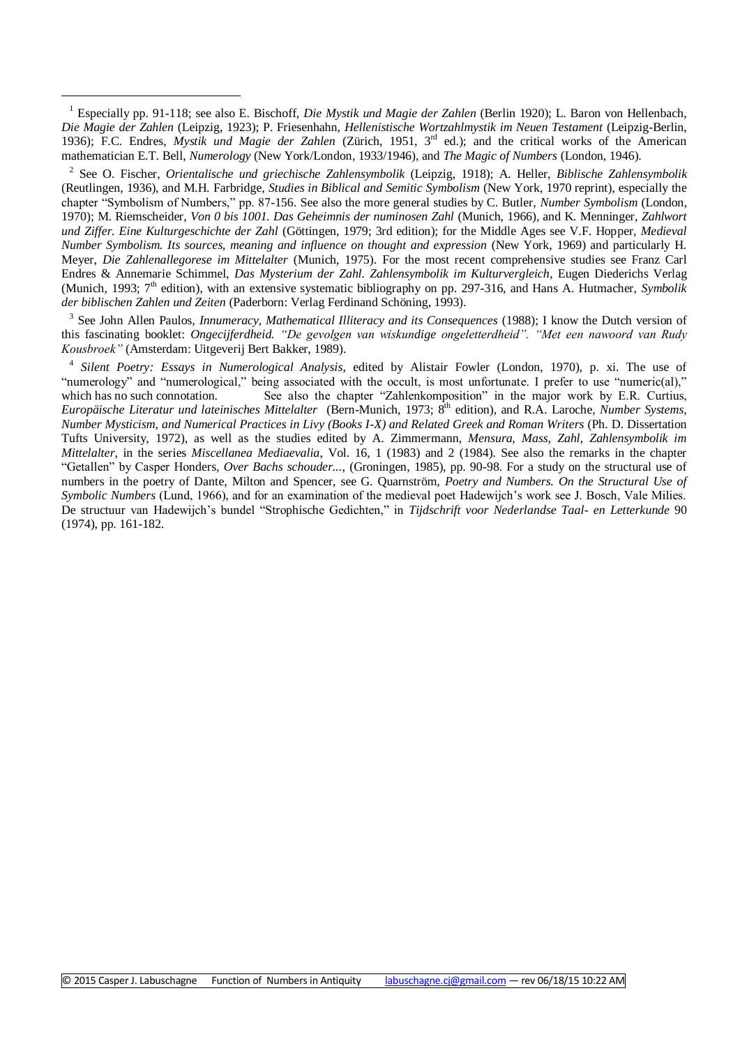[1] Especially pp. 91-118; see also E. Bischoff, *Die Mystik und Magie der Zahlen* (Berlin 1920); L. Baron von Hellenbach, *Die Magie der Zahlen* (Leipzig, 1923); P. Friesenhahn, *Hellenistische Wortzahlmystik im Neuen Testament* (Leipzig-Berlin, 1936); F.C. Endres, *Mystik und Magie der Zahlen* (Zürich, 1951, 3rd ed.); and the critical works of the American mathematician E.T. Bell, *Numerology* (New York/London, 1933/1946), and *The Magic of Numbers* (London, 1946).

[2] See O. Fischer, *Orientalische und griechische Zahlensymbolik* (Leipzig, 1918); A. Heller, *Biblische Zahlensymbolik* (Reutlingen, 1936), and M.H. Farbridge, *Studies in Biblical and Semitic Symbolism* (New York, 1970 reprint), especially the chapter "Symbolism of Numbers," pp. 87-156. See also the more general studies by C. Butler, *Number Symbolism* (London, 1970); M. Riemscheider, *Von 0 bis 1001. Das Geheimnis der numinosen Zahl* (Munich, 1966), and K. Menninger, *Zahlwort und Ziffer. Eine Kulturgeschichte der Zahl* (Göttingen, 1979; 3rd edition); for the Middle Ages see V.F. Hopper, *Medieval Number Symbolism. Its sources, meaning and influence on thought and expression* (New York, 1969) and particularly H. Meyer, *Die Zahlenallegorese im Mittelalter* (Munich, 1975). For the most recent comprehensive studies see Franz Carl Endres & Annemarie Schimmel, *Das Mysterium der Zahl. Zahlensymbolik im Kulturvergleich*, Eugen Diederichs Verlag (Munich, 1993; 7th edition), with an extensive systematic bibliography on pp. 297-316, and Hans A. Hutmacher, *Symbolik der biblischen Zahlen und Zeiten* (Paderborn: Verlag Ferdinand Schöning, 1993).

[3] See John Allen Paulos, *Innumeracy, Mathematical Illiteracy and its Consequences* (1988); I know the Dutch version of this fascinating booklet: *Ongecijferdheid. "De gevolgen van wiskundige ongeletterdheid". "Met een nawoord van Rudy Kousbroek"* (Amsterdam: Uitgeverij Bert Bakker, 1989).

[4] *Silent Poetry: Essays in Numerological Analysis*, edited by Alistair Fowler (London, 1970), p. xi. The use of "numerology" and "numerological," being associated with the occult, is most unfortunate. I prefer to use "numeric(al)," which has no such connotation. See also the chapter "Zahlenkomposition" in the major work by E.R. Curtius, *Europäische Literatur und lateinisches Mittelalter* (Bern-Munich, 1973; 8th edition), and R.A. Laroche, *Number Systems, Number Mysticism, and Numerical Practices in Livy (Books I-X) and Related Greek and Roman Writers* (Ph. D. Dissertation Tufts University, 1972), as well as the studies edited by A. Zimmermann, *Mensura, Mass, Zahl, Zahlensymbolik im Mittelalter*, in the series *Miscellanea Mediaevalia*, Vol. 16, 1 (1983) and 2 (1984). See also the remarks in the chapter "Getallen" by Casper Honders, *Over Bachs schouder...*, (Groningen, 1985), pp. 90-98. For a study on the structural use of numbers in the poetry of Dante, Milton and Spencer, see G. Quarnström, *Poetry and Numbers. On the Structural Use of Symbolic Numbers* (Lund, 1966), and for an examination of the medieval poet Hadewijch's work see J. Bosch, Vale Milies. De structuur van Hadewijch's bundel "Strophische Gedichten," in *Tijdschrift voor Nederlandse Taal- en Letterkunde* 90 (1974), pp. 161-182.